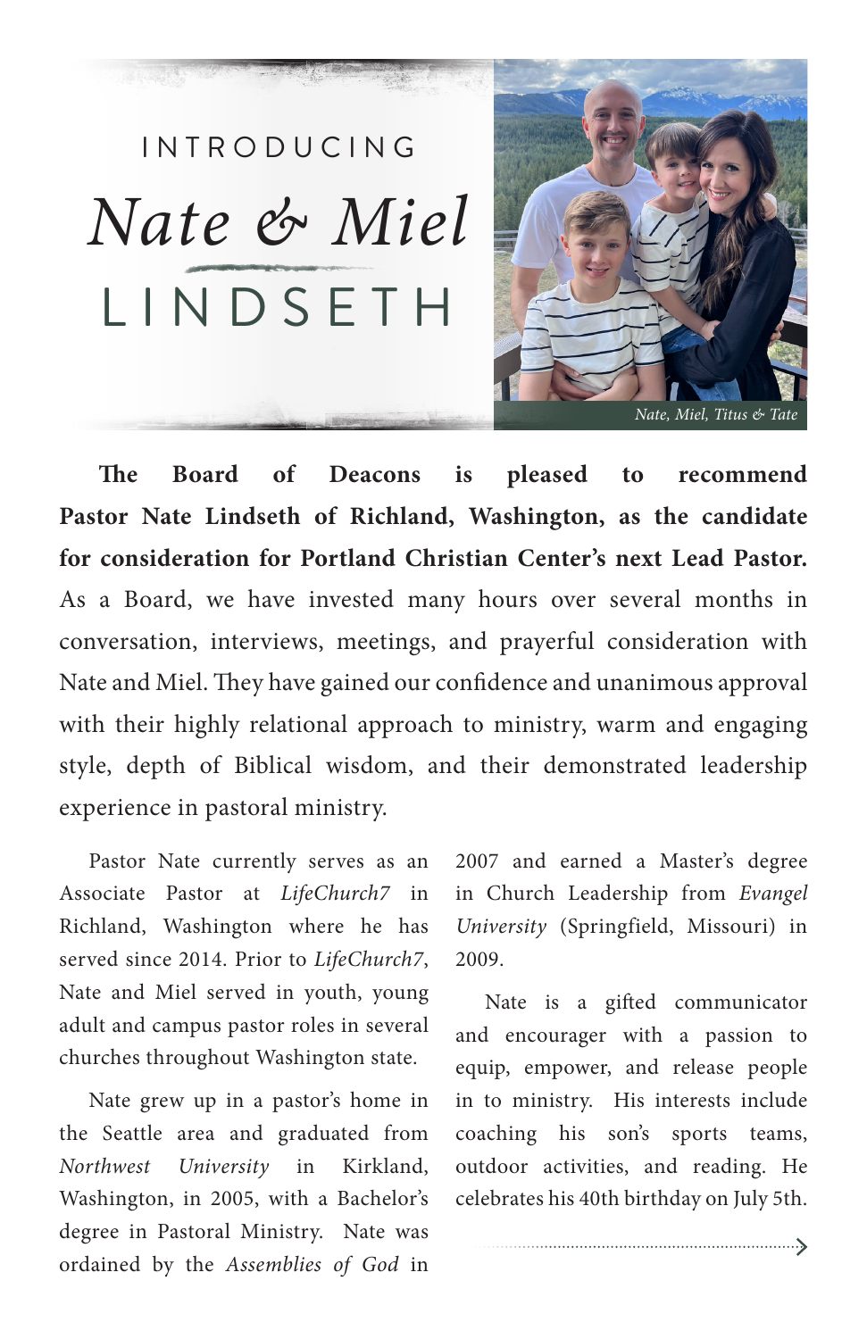# INTRODUCING *Nate & Miel* LINDSETH

*Nate, Miel, Titus & Tate*

**The Board of Deacons is pleased to recommend Pastor Nate Lindseth of Richland, Washington, as the candidate for consideration for Portland Christian Center's next Lead Pastor.** As a Board, we have invested many hours over several months in conversation, interviews, meetings, and prayerful consideration with Nate and Miel. They have gained our confidence and unanimous approval with their highly relational approach to ministry, warm and engaging style, depth of Biblical wisdom, and their demonstrated leadership experience in pastoral ministry.

Pastor Nate currently serves as an Associate Pastor at *LifeChurch7* in Richland, Washington where he has served since 2014. Prior to *LifeChurch7*, Nate and Miel served in youth, young adult and campus pastor roles in several churches throughout Washington state.

Nate grew up in a pastor's home in the Seattle area and graduated from *Northwest University* in Kirkland, Washington, in 2005, with a Bachelor's degree in Pastoral Ministry. Nate was ordained by the *Assemblies of God* in 2007 and earned a Master's degree in Church Leadership from *Evangel University* (Springfield, Missouri) in 2009.

Nate is a gifted communicator and encourager with a passion to equip, empower, and release people in to ministry. His interests include coaching his son's sports teams, outdoor activities, and reading. He celebrates his 40th birthday on July 5th.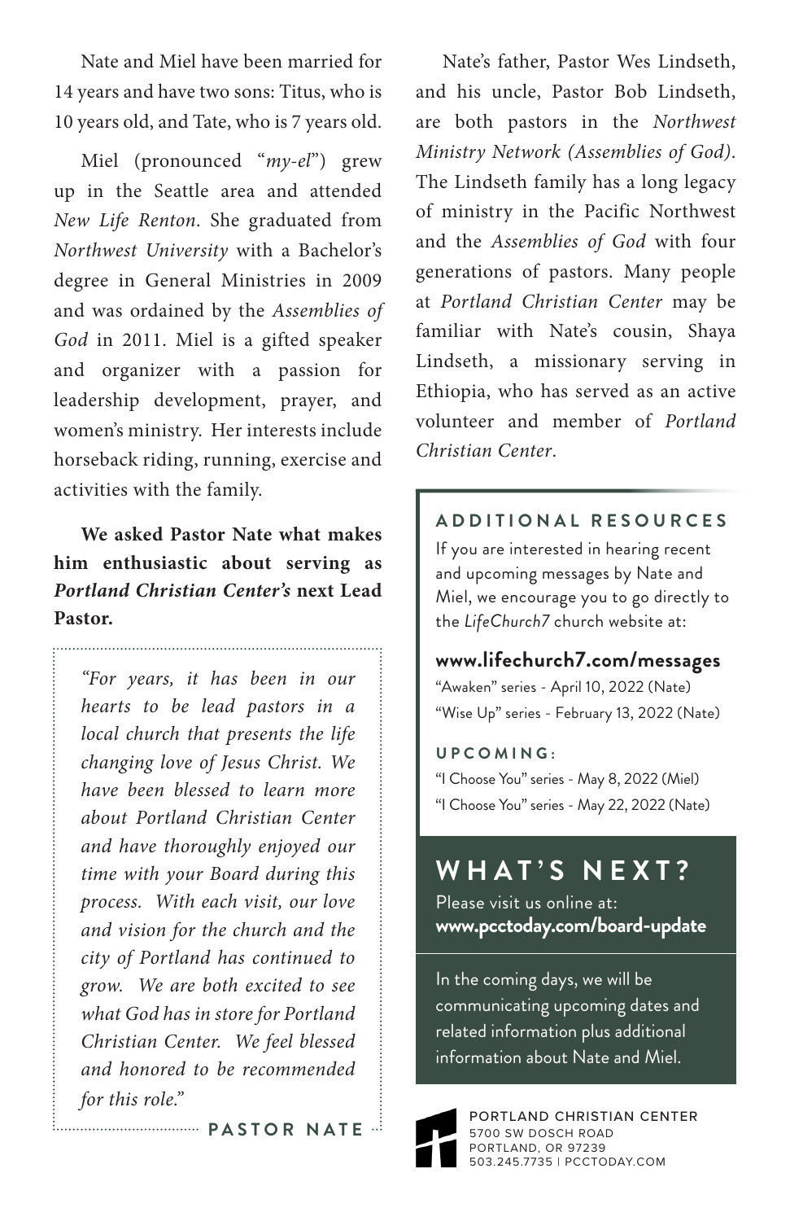Nate and Miel have been married for 14 years and have two sons: Titus, who is 10 years old, and Tate, who is 7 years old.

Miel (pronounced "*my-el*") grew up in the Seattle area and attended *New Life Renton*. She graduated from *Northwest University* with a Bachelor's degree in General Ministries in 2009 and was ordained by the *Assemblies of God* in 2011. Miel is a gifted speaker and organizer with a passion for leadership development, prayer, and women's ministry. Her interests include horseback riding, running, exercise and activities with the family.

**We asked Pastor Nate what makes him enthusiastic about serving as *Portland Christian Center's* next Lead Pastor.**

> *"For years, it has been in our hearts to be lead pastors in a local church that presents the life changing love of Jesus Christ. We have been blessed to learn more about Portland Christian Center and have thoroughly enjoyed our time with your Board during this process. With each visit, our love and vision for the church and the city of Portland has continued to grow. We are both excited to see what God has in store for Portland Christian Center. We feel blessed and honored to be recommended for this role."*
>
> **PASTOR NATE**

Nate's father, Pastor Wes Lindseth, and his uncle, Pastor Bob Lindseth, are both pastors in the *Northwest Ministry Network (Assemblies of God)*. The Lindseth family has a long legacy of ministry in the Pacific Northwest and the *Assemblies of God* with four generations of pastors. Many people at *Portland Christian Center* may be familiar with Nate's cousin, Shaya Lindseth, a missionary serving in Ethiopia, who has served as an active volunteer and member of *Portland Christian Center*.

## ADDITIONAL RESOURCES

If you are interested in hearing recent and upcoming messages by Nate and Miel, we encourage you to go directly to the *LifeChurch7* church website at:

**www.lifechurch7.com/messages**

"Awaken" series - April 10, 2022 (Nate)
"Wise Up" series - February 13, 2022 (Nate)

**UPCOMING:**

"I Choose You" series - May 8, 2022 (Miel)
"I Choose You" series - May 22, 2022 (Nate)

## WHAT'S NEXT?

Please visit us online at:
**www.pcctoday.com/board-update**

In the coming days, we will be communicating upcoming dates and related information plus additional information about Nate and Miel.

PORTLAND CHRISTIAN CENTER
5700 SW DOSCH ROAD
PORTLAND, OR 97239
503.245.7735 | PCCTODAY.COM